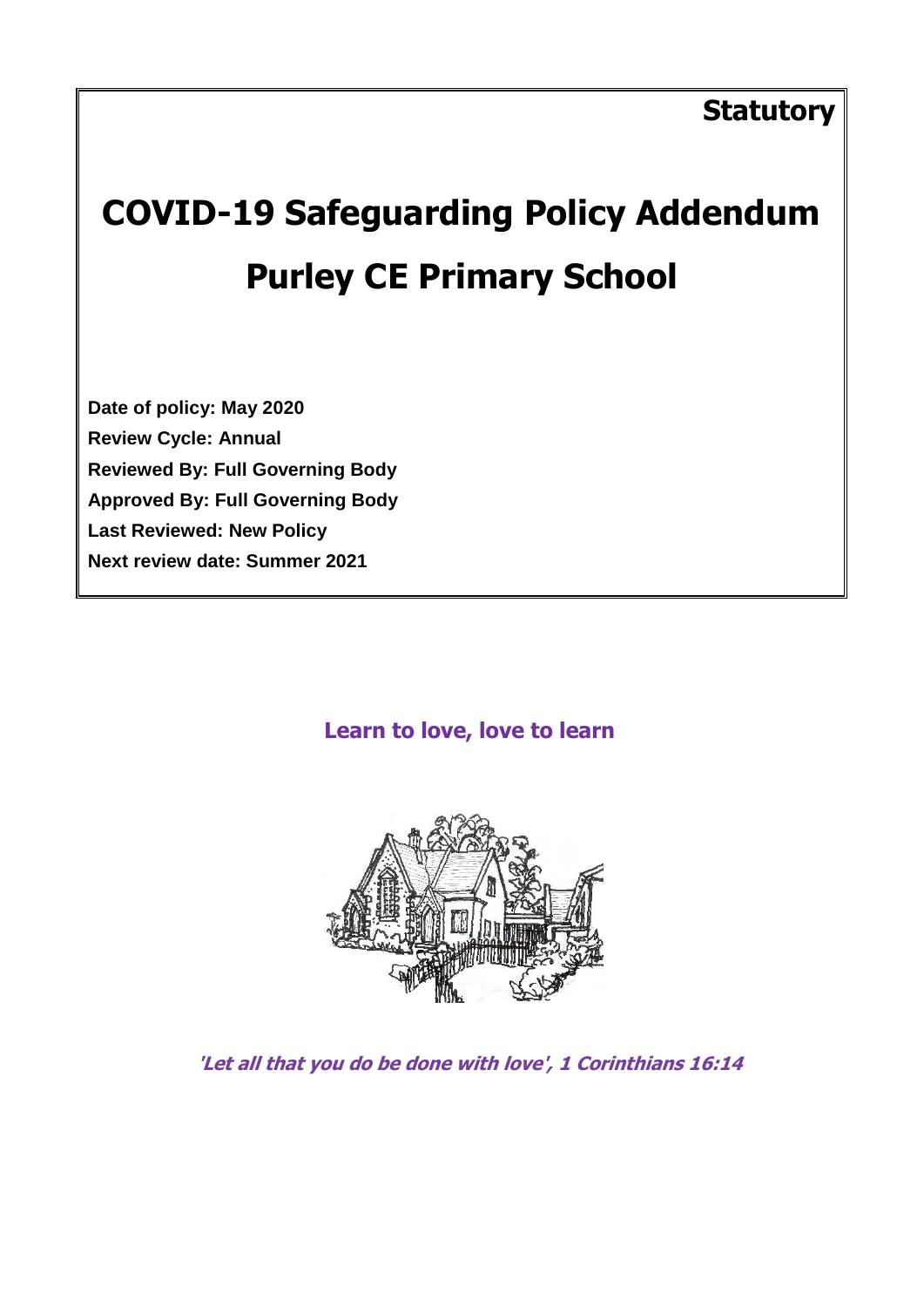**Statutory**

# COVID-19 Safeguarding Policy Addendum

# Purley CE Primary School

**Date of policy: May 2020**

**Review Cycle: Annual**

**Reviewed By: Full Governing Body**

**Approved By: Full Governing Body**

**Last Reviewed: New Policy**

**Next review date: Summer 2021**

**Learn to love, love to learn**

***'Let all that you do be done with love', 1 Corinthians 16:14***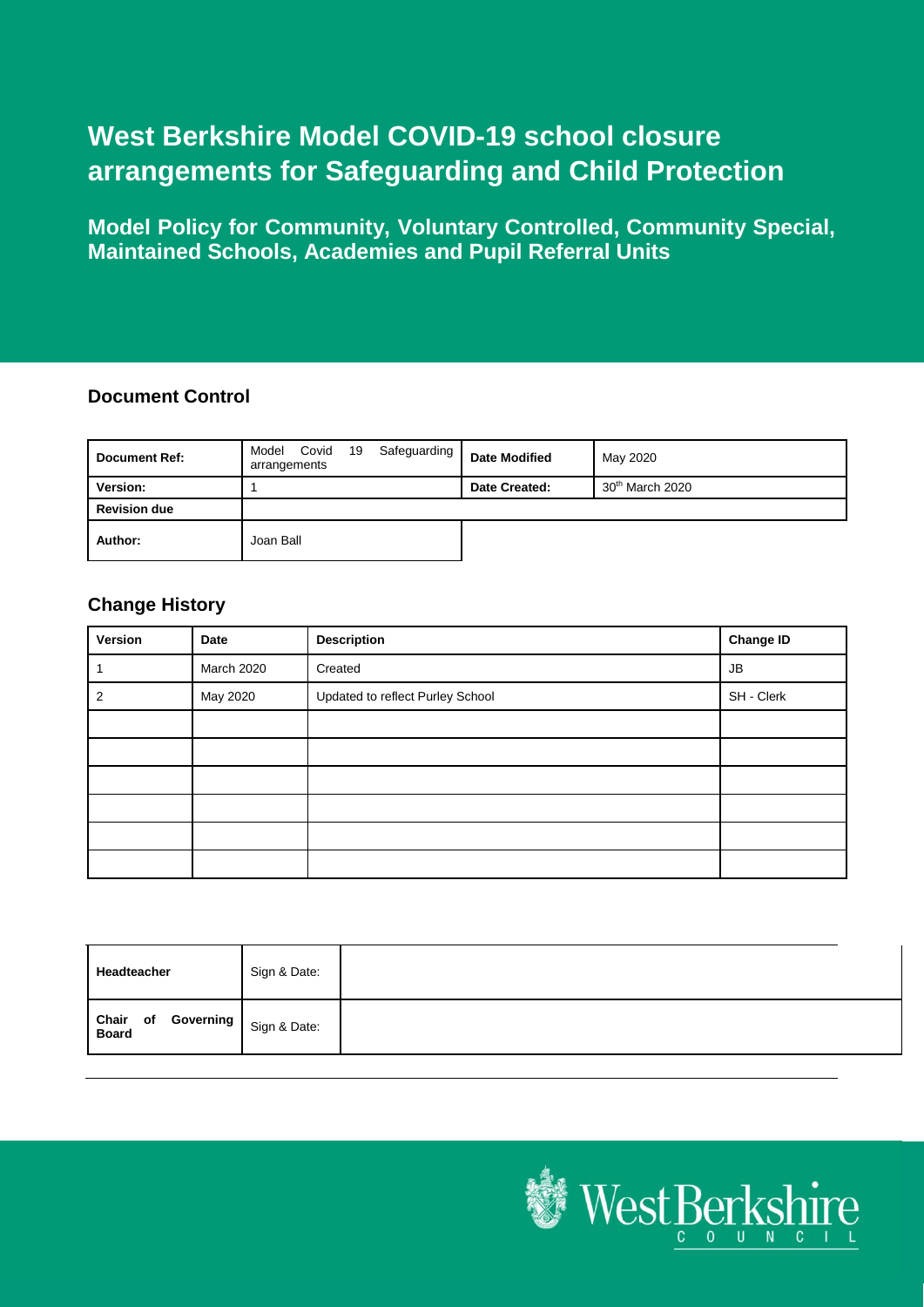# West Berkshire Model COVID-19 school closure arrangements for Safeguarding and Child Protection

## Model Policy for Community, Voluntary Controlled, Community Special, Maintained Schools, Academies and Pupil Referral Units

### Document Control

| **Document Ref:** | Model Covid 19 Safeguarding arrangements | **Date Modified** | May 2020 |
|---|---|---|---|
| **Version:** | 1 | **Date Created:** | 30th March 2020 |
| **Revision due** | | | |
| **Author:** | Joan Ball | | |

### Change History

| Version | Date | Description | Change ID |
|---|---|---|---|
| 1 | March 2020 | Created | JB |
| 2 | May 2020 | Updated to reflect Purley School | SH - Clerk |
| | | | |
| | | | |
| | | | |
| | | | |
| | | | |
| | | | |

| **Headteacher** | Sign & Date: | |
|---|---|---|
| **Chair of Governing Board** | Sign & Date: | |

West Berkshire COUNCIL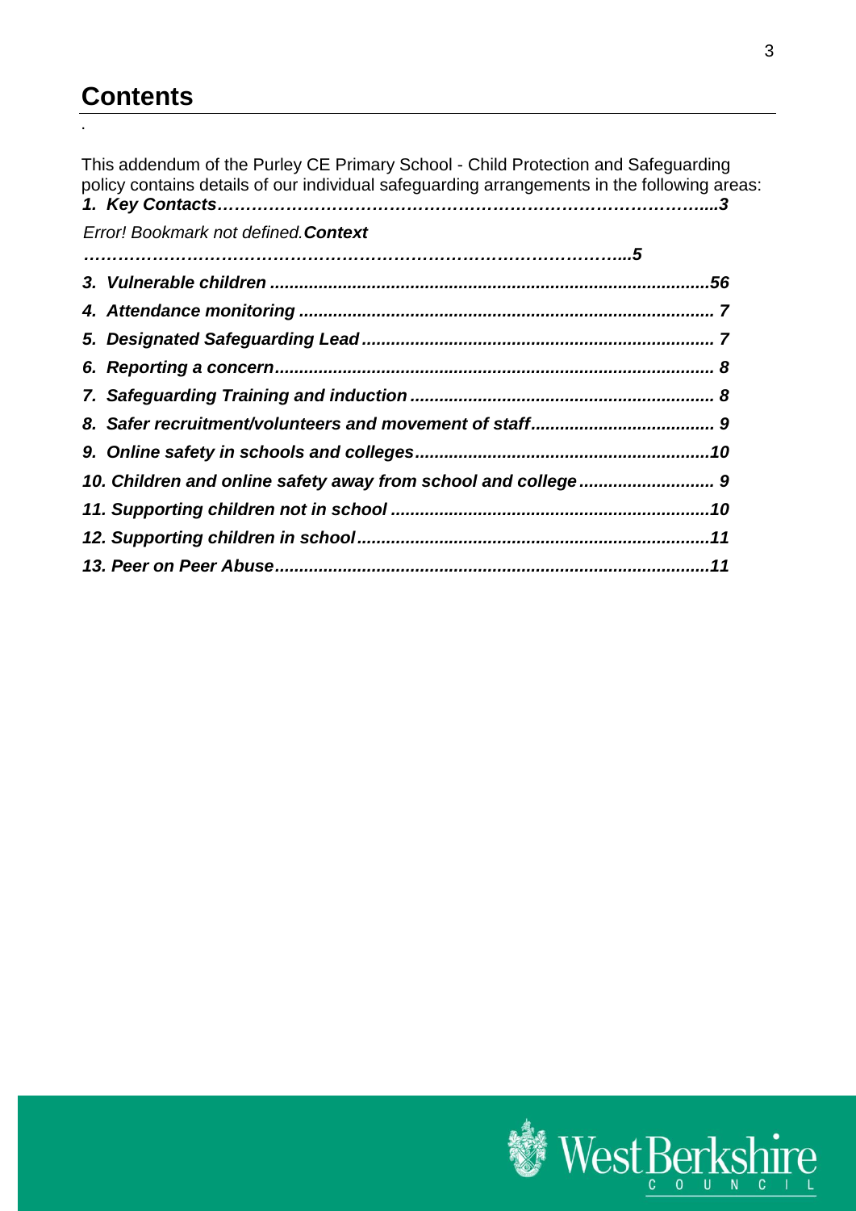# Contents

.

This addendum of the Purley CE Primary School - Child Protection and Safeguarding policy contains details of our individual safeguarding arrangements in the following areas:

***1. Key Contacts………………………………………………………………………....3***

*Error! Bookmark not defined.**Context***

***……………………………………………………………………………….....5***

***3. Vulnerable children ......................................................................................56***

***4. Attendance monitoring .................................................................................. 7***

***5. Designated Safeguarding Lead ..................................................................... 7***

***6. Reporting a concern....................................................................................... 8***

***7. Safeguarding Training and induction ............................................................ 8***

***8. Safer recruitment/volunteers and movement of staff..................................... 9***

***9. Online safety in schools and colleges..........................................................10***

***10. Children and online safety away from school and college ........................... 9***

***11. Supporting children not in school ...............................................................10***

***12. Supporting children in school......................................................................11***

***13. Peer on Peer Abuse......................................................................................11***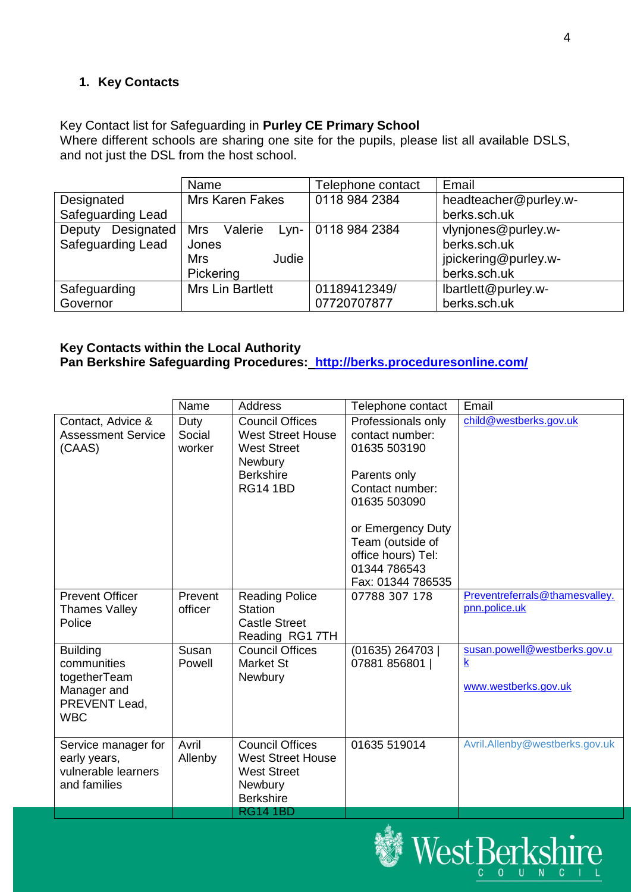## 1. Key Contacts

Key Contact list for Safeguarding in **Purley CE Primary School**
Where different schools are sharing one site for the pupils, please list all available DSLS, and not just the DSL from the host school.

| | Name | Telephone contact | Email |
|---|---|---|---|
| Designated Safeguarding Lead | Mrs Karen Fakes | 0118 984 2384 | headteacher@purley.w-berks.sch.uk |
| Deputy Designated Safeguarding Lead | Mrs Valerie Lyn-Jones<br>Mrs Judie Pickering | 0118 984 2384 | vlynjones@purley.w-berks.sch.uk<br>jpickering@purley.w-berks.sch.uk |
| Safeguarding Governor | Mrs Lin Bartlett | 01189412349/<br>07720707877 | lbartlett@purley.w-berks.sch.uk |

**Key Contacts within the Local Authority**
**Pan Berkshire Safeguarding Procedures: http://berks.proceduresonline.com/**

| | Name | Address | Telephone contact | Email |
|---|---|---|---|---|
| Contact, Advice & Assessment Service (CAAS) | Duty Social worker | Council Offices<br>West Street House<br>West Street<br>Newbury<br>Berkshire<br>RG14 1BD | Professionals only contact number: 01635 503190<br><br>Parents only Contact number: 01635 503090<br><br>or Emergency Duty Team (outside of office hours) Tel: 01344 786543<br>Fax: 01344 786535 | child@westberks.gov.uk |
| Prevent Officer Thames Valley Police | Prevent officer | Reading Police Station<br>Castle Street<br>Reading RG1 7TH | 07788 307 178 | Preventreferrals@thamesvalley.pnn.police.uk |
| Building communities togetherTeam Manager and PREVENT Lead, WBC | Susan Powell | Council Offices<br>Market St<br>Newbury | (01635) 264703 \|<br>07881 856801 \| | susan.powell@westberks.gov.uk<br><br>www.westberks.gov.uk |
| Service manager for early years, vulnerable learners and families | Avril Allenby | Council Offices<br>West Street House<br>West Street<br>Newbury<br>Berkshire<br>RG14 1BD | 01635 519014 | Avril.Allenby@westberks.gov.uk |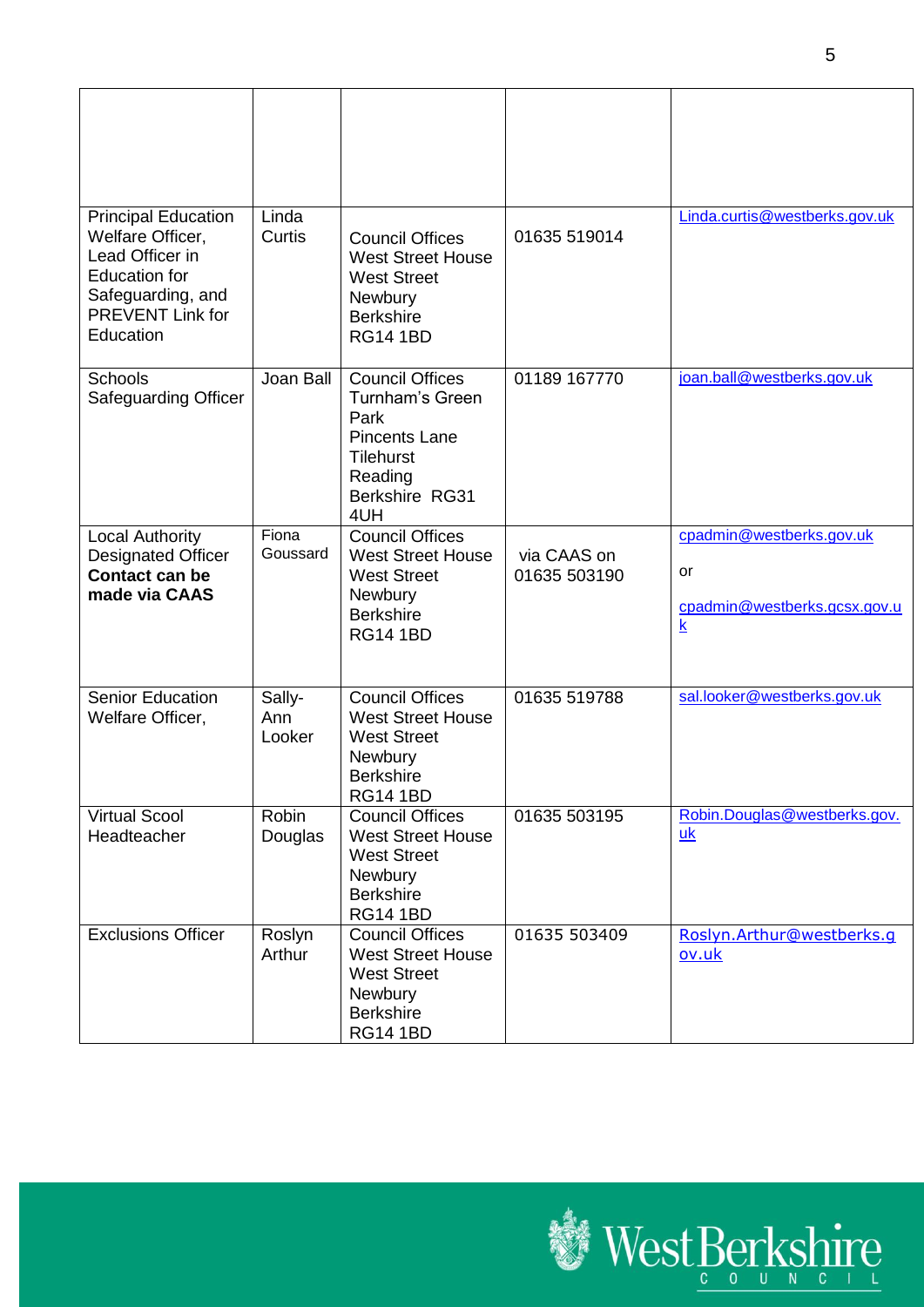| | | | | |
|---|---|---|---|---|
| Principal Education Welfare Officer, Lead Officer in Education for Safeguarding, and PREVENT Link for Education | Linda Curtis | Council Offices West Street House West Street Newbury Berkshire RG14 1BD | 01635 519014 | Linda.curtis@westberks.gov.uk |
| Schools Safeguarding Officer | Joan Ball | Council Offices Turnham's Green Park Pincents Lane Tilehurst Reading Berkshire RG31 4UH | 01189 167770 | joan.ball@westberks.gov.uk |
| Local Authority Designated Officer **Contact can be made via CAAS** | Fiona Goussard | Council Offices West Street House West Street Newbury Berkshire RG14 1BD | via CAAS on 01635 503190 | cpadmin@westberks.gov.uk or cpadmin@westberks.gcsx.gov.uk |
| Senior Education Welfare Officer, | Sally-Ann Looker | Council Offices West Street House West Street Newbury Berkshire RG14 1BD | 01635 519788 | sal.looker@westberks.gov.uk |
| Virtual Scool Headteacher | Robin Douglas | Council Offices West Street House West Street Newbury Berkshire RG14 1BD | 01635 503195 | Robin.Douglas@westberks.gov.uk |
| Exclusions Officer | Roslyn Arthur | Council Offices West Street House West Street Newbury Berkshire RG14 1BD | 01635 503409 | Roslyn.Arthur@westberks.gov.uk |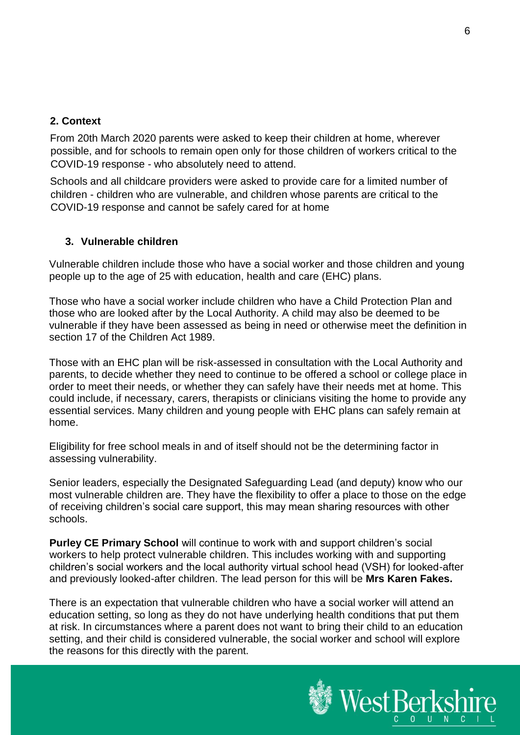## 2. Context

From 20th March 2020 parents were asked to keep their children at home, wherever possible, and for schools to remain open only for those children of workers critical to the COVID-19 response - who absolutely need to attend.

Schools and all childcare providers were asked to provide care for a limited number of children - children who are vulnerable, and children whose parents are critical to the COVID-19 response and cannot be safely cared for at home

## 3. Vulnerable children

Vulnerable children include those who have a social worker and those children and young people up to the age of 25 with education, health and care (EHC) plans.

Those who have a social worker include children who have a Child Protection Plan and those who are looked after by the Local Authority. A child may also be deemed to be vulnerable if they have been assessed as being in need or otherwise meet the definition in section 17 of the Children Act 1989.

Those with an EHC plan will be risk-assessed in consultation with the Local Authority and parents, to decide whether they need to continue to be offered a school or college place in order to meet their needs, or whether they can safely have their needs met at home. This could include, if necessary, carers, therapists or clinicians visiting the home to provide any essential services. Many children and young people with EHC plans can safely remain at home.

Eligibility for free school meals in and of itself should not be the determining factor in assessing vulnerability.

Senior leaders, especially the Designated Safeguarding Lead (and deputy) know who our most vulnerable children are. They have the flexibility to offer a place to those on the edge of receiving children's social care support, this may mean sharing resources with other schools.

**Purley CE Primary School** will continue to work with and support children's social workers to help protect vulnerable children. This includes working with and supporting children's social workers and the local authority virtual school head (VSH) for looked-after and previously looked-after children. The lead person for this will be **Mrs Karen Fakes.**

There is an expectation that vulnerable children who have a social worker will attend an education setting, so long as they do not have underlying health conditions that put them at risk. In circumstances where a parent does not want to bring their child to an education setting, and their child is considered vulnerable, the social worker and school will explore the reasons for this directly with the parent.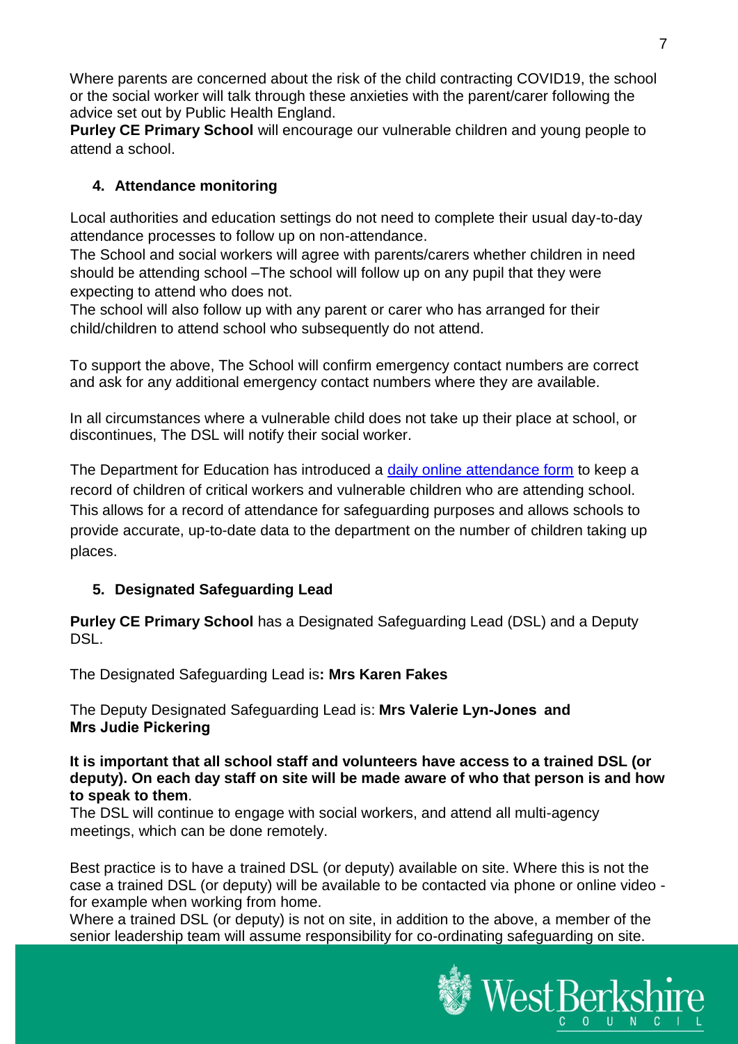Where parents are concerned about the risk of the child contracting COVID19, the school or the social worker will talk through these anxieties with the parent/carer following the advice set out by Public Health England.

**Purley CE Primary School** will encourage our vulnerable children and young people to attend a school.

## 4. Attendance monitoring

Local authorities and education settings do not need to complete their usual day-to-day attendance processes to follow up on non-attendance.

The School and social workers will agree with parents/carers whether children in need should be attending school –The school will follow up on any pupil that they were expecting to attend who does not.

The school will also follow up with any parent or carer who has arranged for their child/children to attend school who subsequently do not attend.

To support the above, The School will confirm emergency contact numbers are correct and ask for any additional emergency contact numbers where they are available.

In all circumstances where a vulnerable child does not take up their place at school, or discontinues, The DSL will notify their social worker.

The Department for Education has introduced a daily online attendance form to keep a record of children of critical workers and vulnerable children who are attending school. This allows for a record of attendance for safeguarding purposes and allows schools to provide accurate, up-to-date data to the department on the number of children taking up places.

## 5. Designated Safeguarding Lead

**Purley CE Primary School** has a Designated Safeguarding Lead (DSL) and a Deputy DSL.

The Designated Safeguarding Lead is**: Mrs Karen Fakes**

The Deputy Designated Safeguarding Lead is: **Mrs Valerie Lyn-Jones and Mrs Judie Pickering**

**It is important that all school staff and volunteers have access to a trained DSL (or deputy). On each day staff on site will be made aware of who that person is and how to speak to them**.

The DSL will continue to engage with social workers, and attend all multi-agency meetings, which can be done remotely.

Best practice is to have a trained DSL (or deputy) available on site. Where this is not the case a trained DSL (or deputy) will be available to be contacted via phone or online video - for example when working from home.

Where a trained DSL (or deputy) is not on site, in addition to the above, a member of the senior leadership team will assume responsibility for co-ordinating safeguarding on site.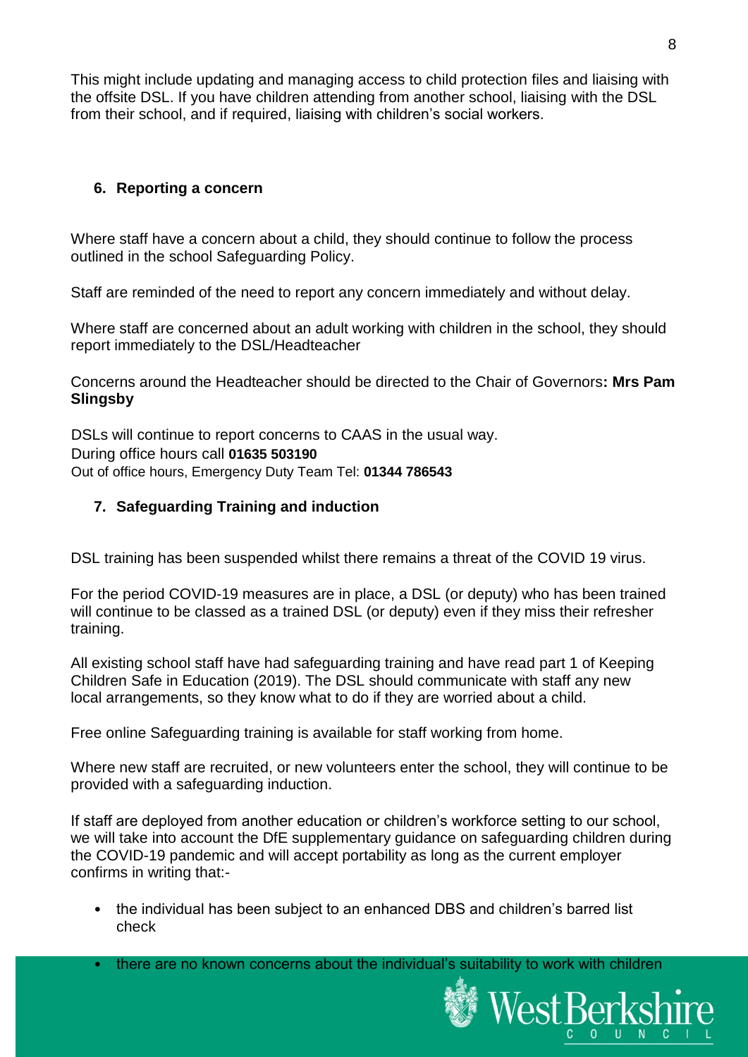This might include updating and managing access to child protection files and liaising with the offsite DSL. If you have children attending from another school, liaising with the DSL from their school, and if required, liaising with children's social workers.

## 6. Reporting a concern

Where staff have a concern about a child, they should continue to follow the process outlined in the school Safeguarding Policy.

Staff are reminded of the need to report any concern immediately and without delay.

Where staff are concerned about an adult working with children in the school, they should report immediately to the DSL/Headteacher

Concerns around the Headteacher should be directed to the Chair of Governors**: Mrs Pam Slingsby**

DSLs will continue to report concerns to CAAS in the usual way.
During office hours call **01635 503190**
Out of office hours, Emergency Duty Team Tel: **01344 786543**

## 7. Safeguarding Training and induction

DSL training has been suspended whilst there remains a threat of the COVID 19 virus.

For the period COVID-19 measures are in place, a DSL (or deputy) who has been trained will continue to be classed as a trained DSL (or deputy) even if they miss their refresher training.

All existing school staff have had safeguarding training and have read part 1 of Keeping Children Safe in Education (2019). The DSL should communicate with staff any new local arrangements, so they know what to do if they are worried about a child.

Free online Safeguarding training is available for staff working from home.

Where new staff are recruited, or new volunteers enter the school, they will continue to be provided with a safeguarding induction.

If staff are deployed from another education or children's workforce setting to our school, we will take into account the DfE supplementary guidance on safeguarding children during the COVID-19 pandemic and will accept portability as long as the current employer confirms in writing that:-

- the individual has been subject to an enhanced DBS and children's barred list check
- there are no known concerns about the individual's suitability to work with children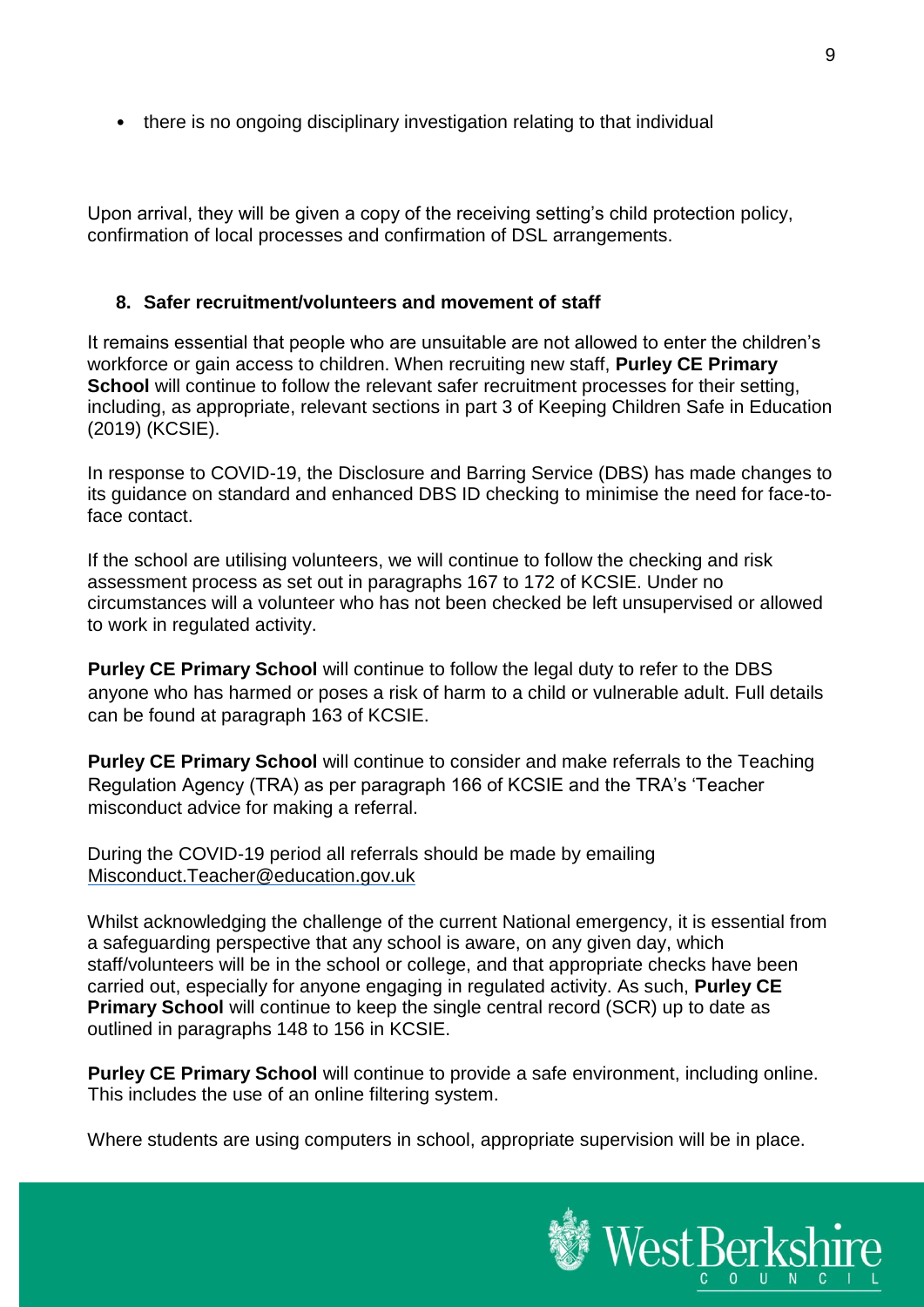- there is no ongoing disciplinary investigation relating to that individual

Upon arrival, they will be given a copy of the receiving setting's child protection policy, confirmation of local processes and confirmation of DSL arrangements.

## 8. Safer recruitment/volunteers and movement of staff

It remains essential that people who are unsuitable are not allowed to enter the children's workforce or gain access to children. When recruiting new staff, **Purley CE Primary School** will continue to follow the relevant safer recruitment processes for their setting, including, as appropriate, relevant sections in part 3 of Keeping Children Safe in Education (2019) (KCSIE).

In response to COVID-19, the Disclosure and Barring Service (DBS) has made changes to its guidance on standard and enhanced DBS ID checking to minimise the need for face-to-face contact.

If the school are utilising volunteers, we will continue to follow the checking and risk assessment process as set out in paragraphs 167 to 172 of KCSIE. Under no circumstances will a volunteer who has not been checked be left unsupervised or allowed to work in regulated activity.

**Purley CE Primary School** will continue to follow the legal duty to refer to the DBS anyone who has harmed or poses a risk of harm to a child or vulnerable adult. Full details can be found at paragraph 163 of KCSIE.

**Purley CE Primary School** will continue to consider and make referrals to the Teaching Regulation Agency (TRA) as per paragraph 166 of KCSIE and the TRA's 'Teacher misconduct advice for making a referral.

During the COVID-19 period all referrals should be made by emailing Misconduct.Teacher@education.gov.uk

Whilst acknowledging the challenge of the current National emergency, it is essential from a safeguarding perspective that any school is aware, on any given day, which staff/volunteers will be in the school or college, and that appropriate checks have been carried out, especially for anyone engaging in regulated activity. As such, **Purley CE Primary School** will continue to keep the single central record (SCR) up to date as outlined in paragraphs 148 to 156 in KCSIE.

**Purley CE Primary School** will continue to provide a safe environment, including online. This includes the use of an online filtering system.

Where students are using computers in school, appropriate supervision will be in place.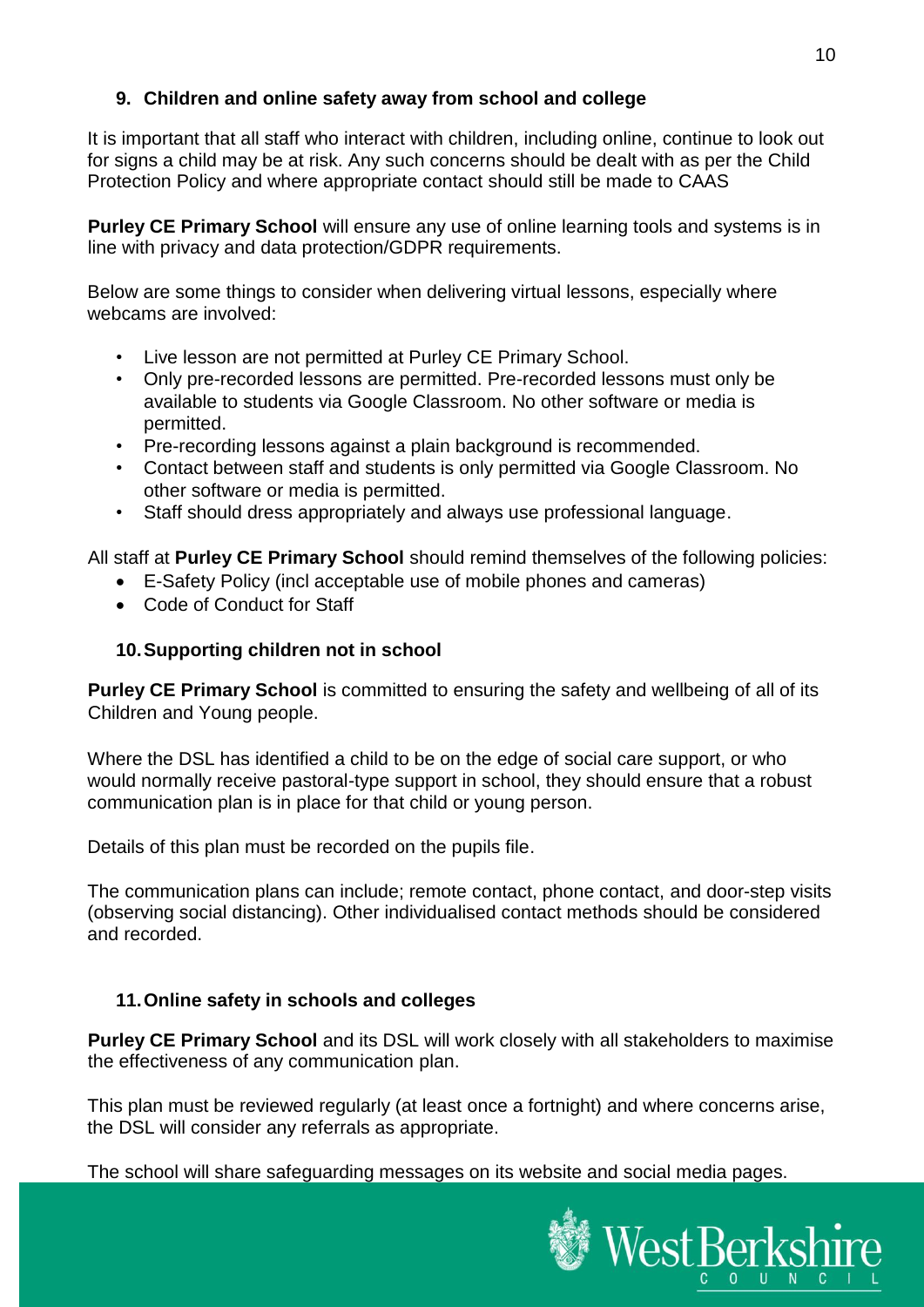## 9. Children and online safety away from school and college

It is important that all staff who interact with children, including online, continue to look out for signs a child may be at risk. Any such concerns should be dealt with as per the Child Protection Policy and where appropriate contact should still be made to CAAS

**Purley CE Primary School** will ensure any use of online learning tools and systems is in line with privacy and data protection/GDPR requirements.

Below are some things to consider when delivering virtual lessons, especially where webcams are involved:

- Live lesson are not permitted at Purley CE Primary School.
- Only pre-recorded lessons are permitted. Pre-recorded lessons must only be available to students via Google Classroom. No other software or media is permitted.
- Pre-recording lessons against a plain background is recommended.
- Contact between staff and students is only permitted via Google Classroom. No other software or media is permitted.
- Staff should dress appropriately and always use professional language.

All staff at **Purley CE Primary School** should remind themselves of the following policies:

- E-Safety Policy (incl acceptable use of mobile phones and cameras)
- Code of Conduct for Staff

## 10. Supporting children not in school

**Purley CE Primary School** is committed to ensuring the safety and wellbeing of all of its Children and Young people.

Where the DSL has identified a child to be on the edge of social care support, or who would normally receive pastoral-type support in school, they should ensure that a robust communication plan is in place for that child or young person.

Details of this plan must be recorded on the pupils file.

The communication plans can include; remote contact, phone contact, and door-step visits (observing social distancing). Other individualised contact methods should be considered and recorded.

## 11. Online safety in schools and colleges

**Purley CE Primary School** and its DSL will work closely with all stakeholders to maximise the effectiveness of any communication plan.

This plan must be reviewed regularly (at least once a fortnight) and where concerns arise, the DSL will consider any referrals as appropriate.

The school will share safeguarding messages on its website and social media pages.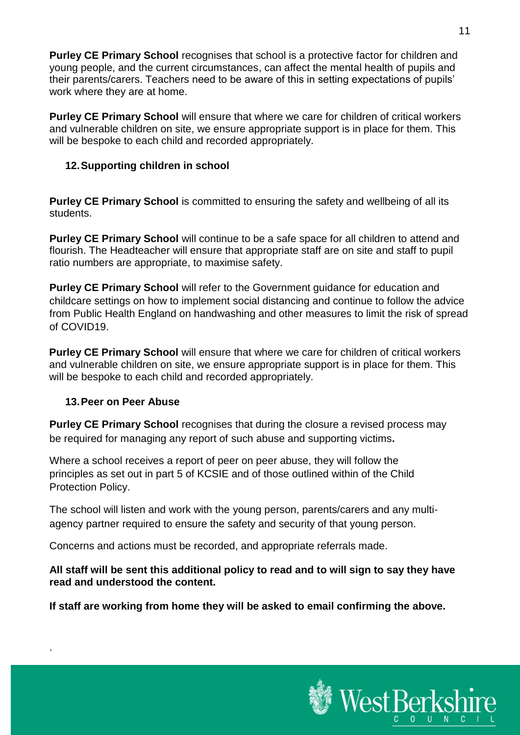**Purley CE Primary School** recognises that school is a protective factor for children and young people, and the current circumstances, can affect the mental health of pupils and their parents/carers. Teachers need to be aware of this in setting expectations of pupils' work where they are at home.

**Purley CE Primary School** will ensure that where we care for children of critical workers and vulnerable children on site, we ensure appropriate support is in place for them. This will be bespoke to each child and recorded appropriately.

### 12. Supporting children in school

**Purley CE Primary School** is committed to ensuring the safety and wellbeing of all its students.

**Purley CE Primary School** will continue to be a safe space for all children to attend and flourish. The Headteacher will ensure that appropriate staff are on site and staff to pupil ratio numbers are appropriate, to maximise safety.

**Purley CE Primary School** will refer to the Government guidance for education and childcare settings on how to implement social distancing and continue to follow the advice from Public Health England on handwashing and other measures to limit the risk of spread of COVID19.

**Purley CE Primary School** will ensure that where we care for children of critical workers and vulnerable children on site, we ensure appropriate support is in place for them. This will be bespoke to each child and recorded appropriately.

### 13. Peer on Peer Abuse

**Purley CE Primary School** recognises that during the closure a revised process may be required for managing any report of such abuse and supporting victims**.**

Where a school receives a report of peer on peer abuse, they will follow the principles as set out in part 5 of KCSIE and of those outlined within of the Child Protection Policy.

The school will listen and work with the young person, parents/carers and any multi-agency partner required to ensure the safety and security of that young person.

Concerns and actions must be recorded, and appropriate referrals made.

**All staff will be sent this additional policy to read and to will sign to say they have read and understood the content.**

**If staff are working from home they will be asked to email confirming the above.**

.